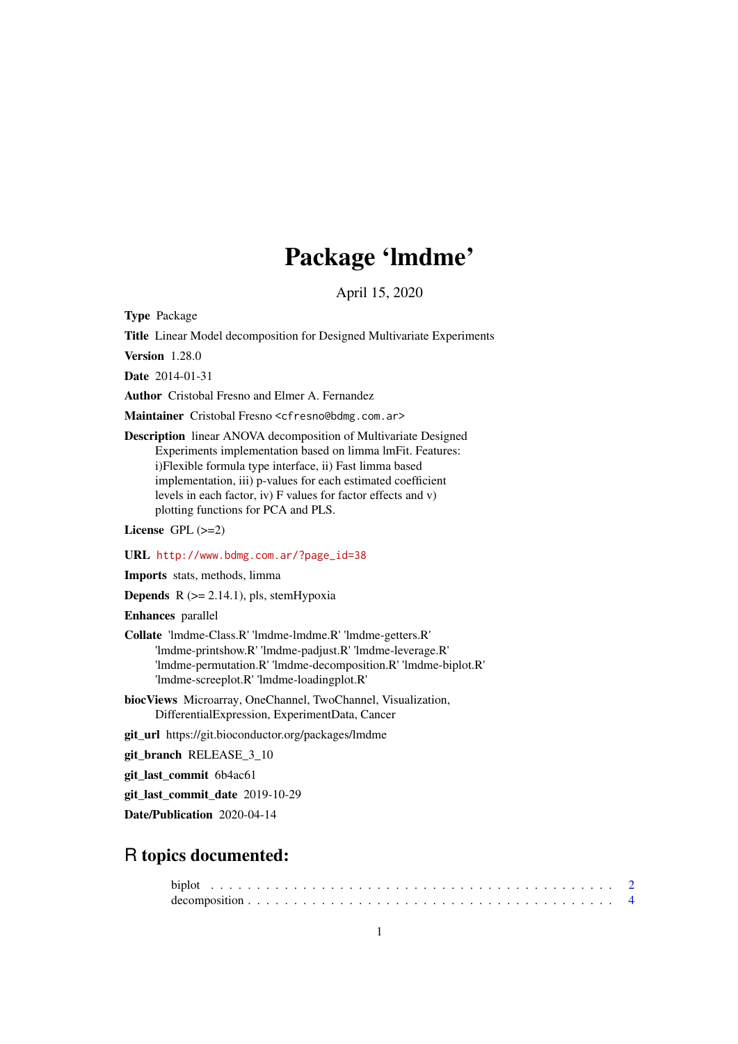# Package 'lmdme'

April 15, 2020

**Type** Package

**Title** Linear Model decomposition for Designed Multivariate Experiments

**Version** 1.28.0

**Date** 2014-01-31

**Author** Cristobal Fresno and Elmer A. Fernandez

**Maintainer** Cristobal Fresno <cfresno@bdmg.com.ar>

**Description** linear ANOVA decomposition of Multivariate Designed Experiments implementation based on limma lmFit. Features: i)Flexible formula type interface, ii) Fast limma based implementation, iii) p-values for each estimated coefficient levels in each factor, iv) F values for factor effects and v) plotting functions for PCA and PLS.

**License** GPL (>=2)

**URL** http://www.bdmg.com.ar/?page_id=38

**Imports** stats, methods, limma

**Depends** R (>= 2.14.1), pls, stemHypoxia

**Enhances** parallel

**Collate** 'lmdme-Class.R' 'lmdme-lmdme.R' 'lmdme-getters.R' 'lmdme-printshow.R' 'lmdme-padjust.R' 'lmdme-leverage.R' 'lmdme-permutation.R' 'lmdme-decomposition.R' 'lmdme-biplot.R' 'lmdme-screeplot.R' 'lmdme-loadingplot.R'

**biocViews** Microarray, OneChannel, TwoChannel, Visualization, DifferentialExpression, ExperimentData, Cancer

**git_url** https://git.bioconductor.org/packages/lmdme

**git_branch** RELEASE_3_10

**git_last_commit** 6b4ac61

**git_last_commit_date** 2019-10-29

**Date/Publication** 2020-04-14

## R topics documented:

biplot . . . . . . . . . . . . . . . . . . . . . . . . . . . . . . . . . . . . . . . . . . 2
decomposition . . . . . . . . . . . . . . . . . . . . . . . . . . . . . . . . . . . . . . 4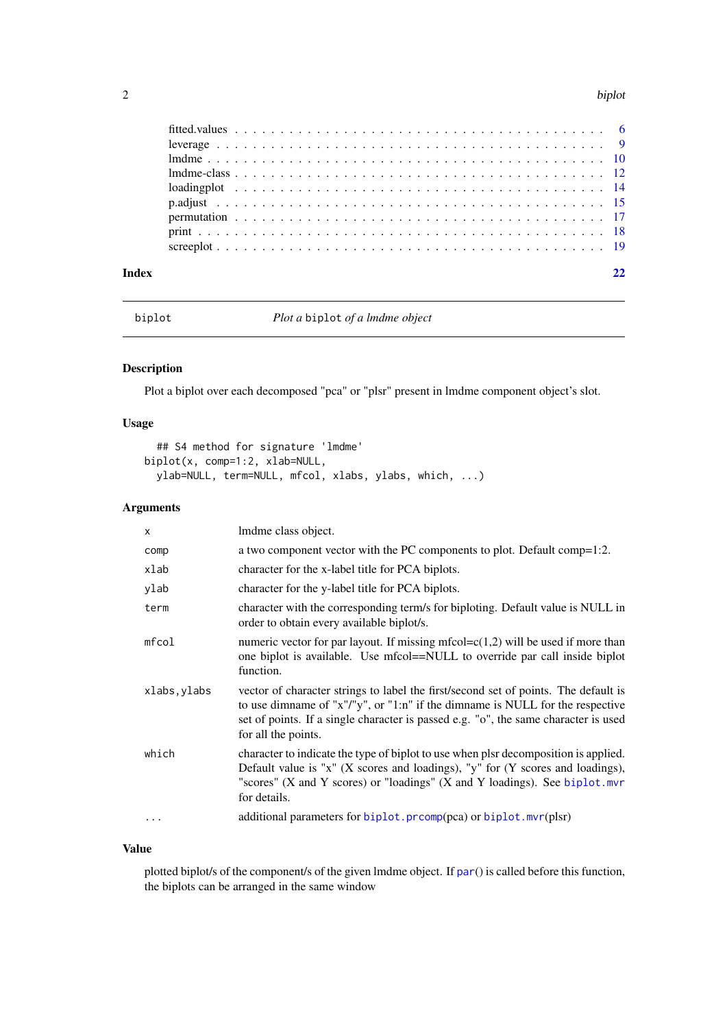fitted.values . . . . . . . . . . . . . . . . . . . . . . . . . . . . . . . . . . . . . . . 6
leverage . . . . . . . . . . . . . . . . . . . . . . . . . . . . . . . . . . . . . . . . . . 9
lmdme . . . . . . . . . . . . . . . . . . . . . . . . . . . . . . . . . . . . . . . . . . . 10
lmdme-class . . . . . . . . . . . . . . . . . . . . . . . . . . . . . . . . . . . . . . . . 12
loadingplot . . . . . . . . . . . . . . . . . . . . . . . . . . . . . . . . . . . . . . . . 14
p.adjust . . . . . . . . . . . . . . . . . . . . . . . . . . . . . . . . . . . . . . . . . . 15
permutation . . . . . . . . . . . . . . . . . . . . . . . . . . . . . . . . . . . . . . . . 17
print . . . . . . . . . . . . . . . . . . . . . . . . . . . . . . . . . . . . . . . . . . . . 18
screeplot . . . . . . . . . . . . . . . . . . . . . . . . . . . . . . . . . . . . . . . . . 19

**Index** 22

---

`biplot` *Plot a* `biplot` *of a lmdme object*

---

## Description

Plot a biplot over each decomposed "pca" or "plsr" present in lmdme component object's slot.

## Usage

```
  ## S4 method for signature 'lmdme'
biplot(x, comp=1:2, xlab=NULL,
  ylab=NULL, term=NULL, mfcol, xlabs, ylabs, which, ...)
```

## Arguments

| | |
|---|---|
| `x` | lmdme class object. |
| `comp` | a two component vector with the PC components to plot. Default comp=1:2. |
| `xlab` | character for the x-label title for PCA biplots. |
| `ylab` | character for the y-label title for PCA biplots. |
| `term` | character with the corresponding term/s for biploting. Default value is NULL in order to obtain every available biplot/s. |
| `mfcol` | numeric vector for par layout. If missing mfcol=c(1,2) will be used if more than one biplot is available. Use mfcol==NULL to override par call inside biplot function. |
| `xlabs,ylabs` | vector of character strings to label the first/second set of points. The default is to use dimname of "x"/"y", or "1:n" if the dimname is NULL for the respective set of points. If a single character is passed e.g. "o", the same character is used for all the points. |
| `which` | character to indicate the type of biplot to use when plsr decomposition is applied. Default value is "x" (X scores and loadings), "y" for (Y scores and loadings), "scores" (X and Y scores) or "loadings" (X and Y loadings). See `biplot.mvr` for details. |
| `...` | additional parameters for `biplot.prcomp`(pca) or `biplot.mvr`(plsr) |

## Value

plotted biplot/s of the component/s of the given lmdme object. If `par`() is called before this function, the biplots can be arranged in the same window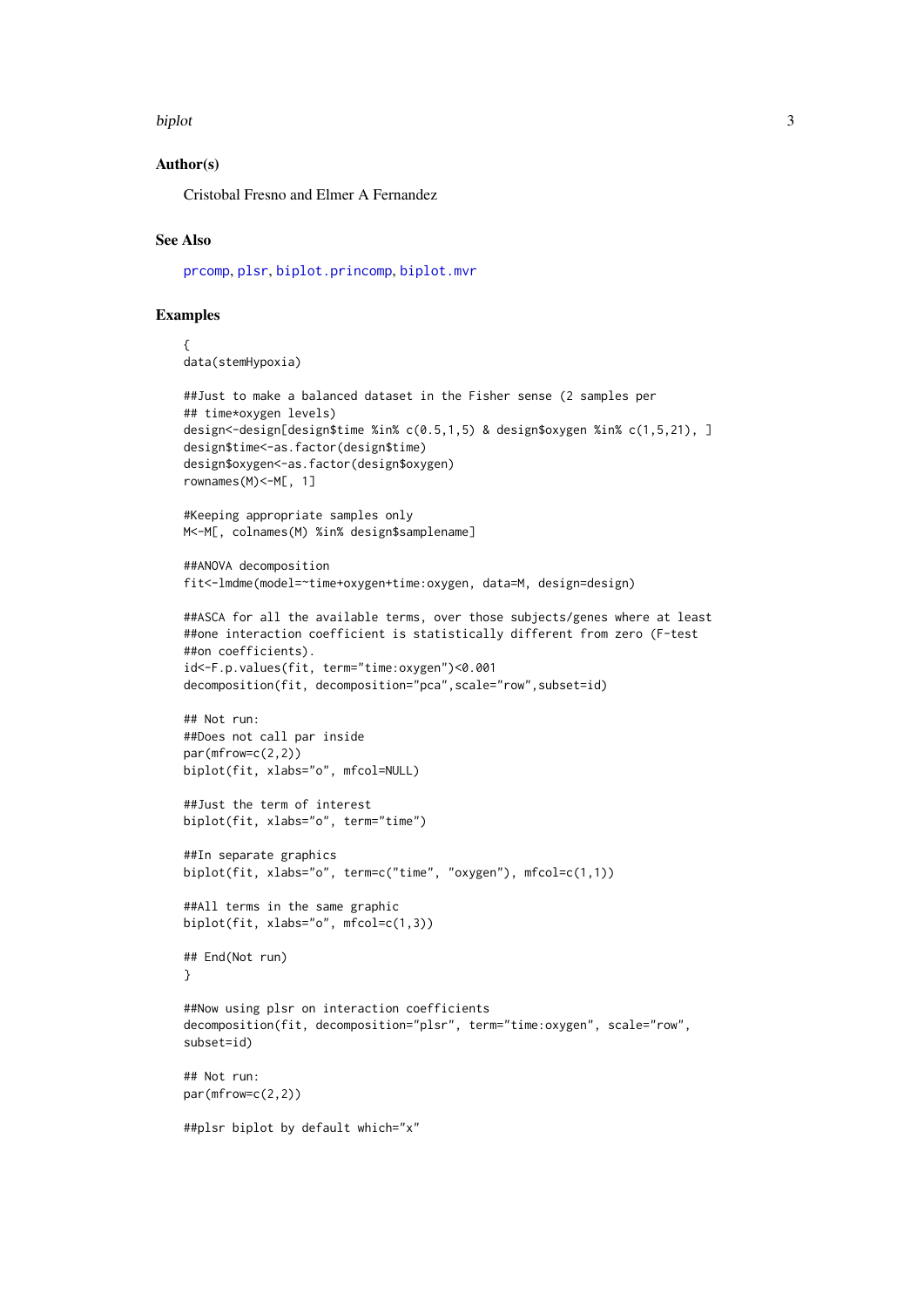## Author(s)

Cristobal Fresno and Elmer A Fernandez

## See Also

prcomp, plsr, biplot.princomp, biplot.mvr

## Examples

```
{
data(stemHypoxia)

##Just to make a balanced dataset in the Fisher sense (2 samples per
## time*oxygen levels)
design<-design[design$time %in% c(0.5,1,5) & design$oxygen %in% c(1,5,21), ]
design$time<-as.factor(design$time)
design$oxygen<-as.factor(design$oxygen)
rownames(M)<-M[, 1]

#Keeping appropriate samples only
M<-M[, colnames(M) %in% design$samplename]

##ANOVA decomposition
fit<-lmdme(model=~time+oxygen+time:oxygen, data=M, design=design)

##ASCA for all the available terms, over those subjects/genes where at least
##one interaction coefficient is statistically different from zero (F-test
##on coefficients).
id<-F.p.values(fit, term="time:oxygen")<0.001
decomposition(fit, decomposition="pca",scale="row",subset=id)

## Not run:
##Does not call par inside
par(mfrow=c(2,2))
biplot(fit, xlabs="o", mfcol=NULL)

##Just the term of interest
biplot(fit, xlabs="o", term="time")

##In separate graphics
biplot(fit, xlabs="o", term=c("time", "oxygen"), mfcol=c(1,1))

##All terms in the same graphic
biplot(fit, xlabs="o", mfcol=c(1,3))

## End(Not run)
}

##Now using plsr on interaction coefficients
decomposition(fit, decomposition="plsr", term="time:oxygen", scale="row",
subset=id)

## Not run:
par(mfrow=c(2,2))

##plsr biplot by default which="x"
```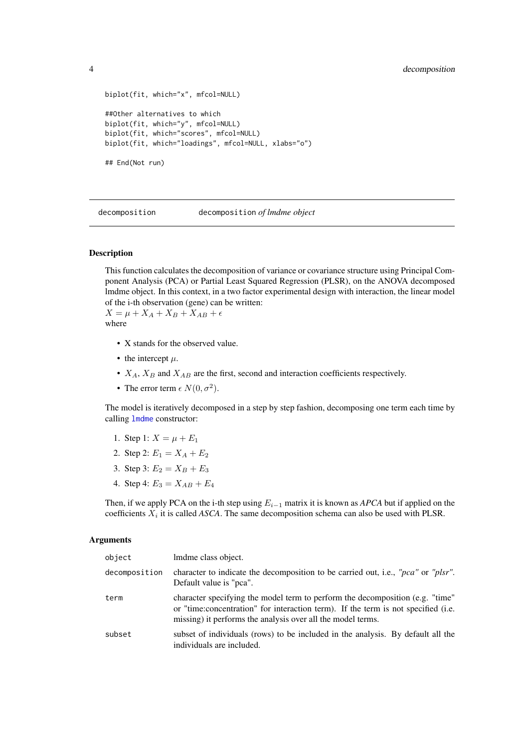```
biplot(fit, which="x", mfcol=NULL)

##Other alternatives to which
biplot(fit, which="y", mfcol=NULL)
biplot(fit, which="scores", mfcol=NULL)
biplot(fit, which="loadings", mfcol=NULL, xlabs="o")

## End(Not run)
```

---

`decomposition` &nbsp;&nbsp;&nbsp;&nbsp; `decomposition` *of lmdme object*

---

### Description

This function calculates the decomposition of variance or covariance structure using Principal Component Analysis (PCA) or Partial Least Squared Regression (PLSR), on the ANOVA decomposed lmdme object. In this context, in a two factor experimental design with interaction, the linear model of the i-th observation (gene) can be written:
$X = \mu + X_A + X_B + X_{AB} + \epsilon$
where

- X stands for the observed value.
- the intercept $\mu$.
- $X_A$, $X_B$ and $X_{AB}$ are the first, second and interaction coefficients respectively.
- The error term $\epsilon$ $N(0, \sigma^2)$.

The model is iteratively decomposed in a step by step fashion, decomposing one term each time by calling `lmdme` constructor:

1. Step 1: $X = \mu + E_1$
2. Step 2: $E_1 = X_A + E_2$
3. Step 3: $E_2 = X_B + E_3$
4. Step 4: $E_3 = X_{AB} + E_4$

Then, if we apply PCA on the i-th step using $E_{i-1}$ matrix it is known as *APCA* but if applied on the coefficients $X_i$ it is called *ASCA*. The same decomposition schema can also be used with PLSR.

### Arguments

| | |
|---|---|
| `object` | lmdme class object. |
| `decomposition` | character to indicate the decomposition to be carried out, i.e., *"pca"* or *"plsr"*. Default value is "pca". |
| `term` | character specifying the model term to perform the decomposition (e.g. "time" or "time:concentration" for interaction term). If the term is not specified (i.e. missing) it performs the analysis over all the model terms. |
| `subset` | subset of individuals (rows) to be included in the analysis. By default all the individuals are included. |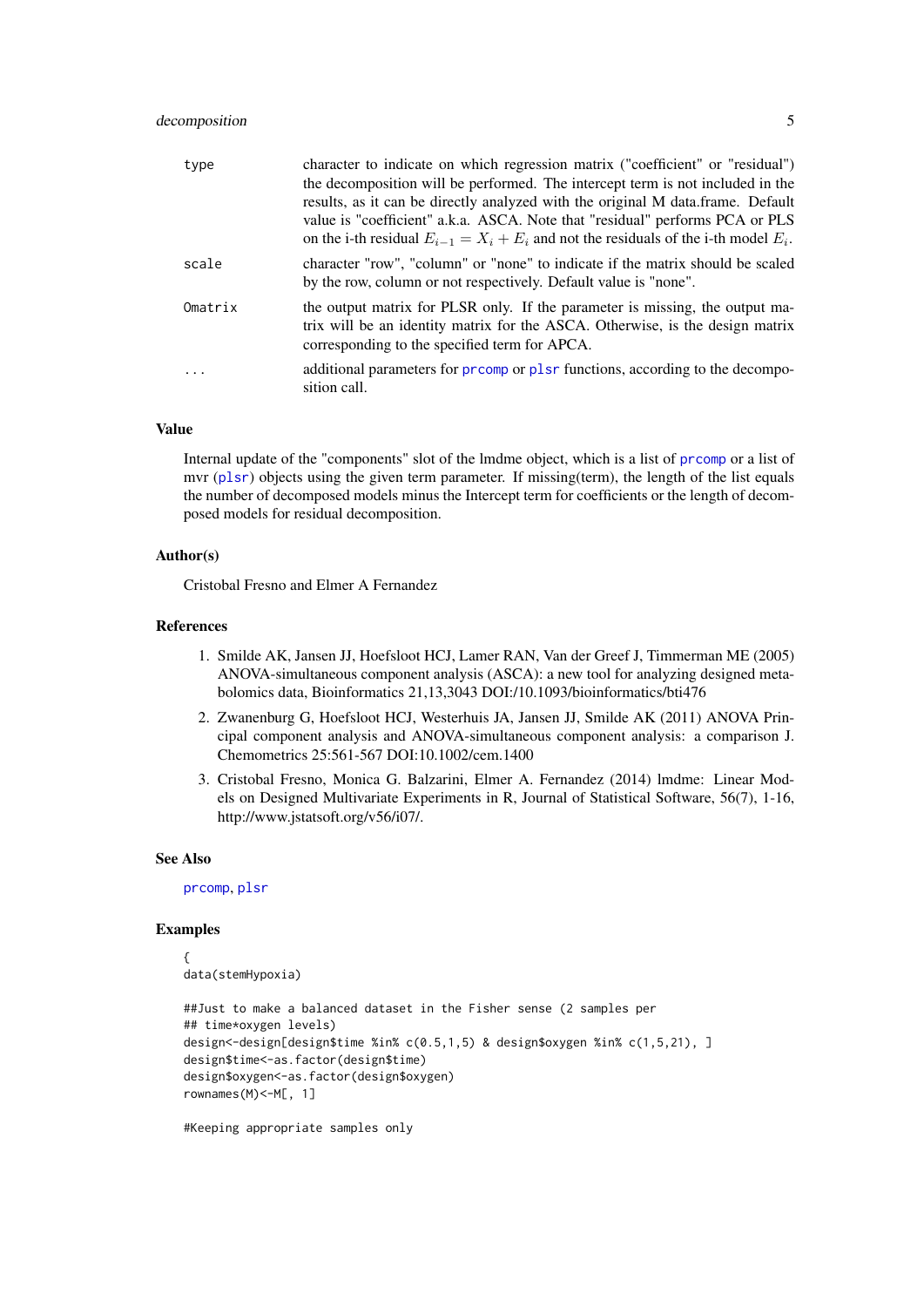| | |
|---|---|
| type | character to indicate on which regression matrix ("coefficient" or "residual") the decomposition will be performed. The intercept term is not included in the results, as it can be directly analyzed with the original M data.frame. Default value is "coefficient" a.k.a. ASCA. Note that "residual" performs PCA or PLS on the i-th residual $E_{i-1} = X_i + E_i$ and not the residuals of the i-th model $E_i$. |
| scale | character "row", "column" or "none" to indicate if the matrix should be scaled by the row, column or not respectively. Default value is "none". |
| Omatrix | the output matrix for PLSR only. If the parameter is missing, the output matrix will be an identity matrix for the ASCA. Otherwise, is the design matrix corresponding to the specified term for APCA. |
| ... | additional parameters for prcomp or plsr functions, according to the decomposition call. |

### Value

Internal update of the "components" slot of the lmdme object, which is a list of prcomp or a list of mvr (plsr) objects using the given term parameter. If missing(term), the length of the list equals the number of decomposed models minus the Intercept term for coefficients or the length of decomposed models for residual decomposition.

### Author(s)

Cristobal Fresno and Elmer A Fernandez

### References

1. Smilde AK, Jansen JJ, Hoefsloot HCJ, Lamer RAN, Van der Greef J, Timmerman ME (2005) ANOVA-simultaneous component analysis (ASCA): a new tool for analyzing designed metabolomics data, Bioinformatics 21,13,3043 DOI:/10.1093/bioinformatics/bti476
2. Zwanenburg G, Hoefsloot HCJ, Westerhuis JA, Jansen JJ, Smilde AK (2011) ANOVA Principal component analysis and ANOVA-simultaneous component analysis: a comparison J. Chemometrics 25:561-567 DOI:10.1002/cem.1400
3. Cristobal Fresno, Monica G. Balzarini, Elmer A. Fernandez (2014) lmdme: Linear Models on Designed Multivariate Experiments in R, Journal of Statistical Software, 56(7), 1-16, http://www.jstatsoft.org/v56/i07/.

### See Also

prcomp, plsr

### Examples

```
{
data(stemHypoxia)

##Just to make a balanced dataset in the Fisher sense (2 samples per
## time*oxygen levels)
design<-design[design$time %in% c(0.5,1,5) & design$oxygen %in% c(1,5,21), ]
design$time<-as.factor(design$time)
design$oxygen<-as.factor(design$oxygen)
rownames(M)<-M[, 1]

#Keeping appropriate samples only
```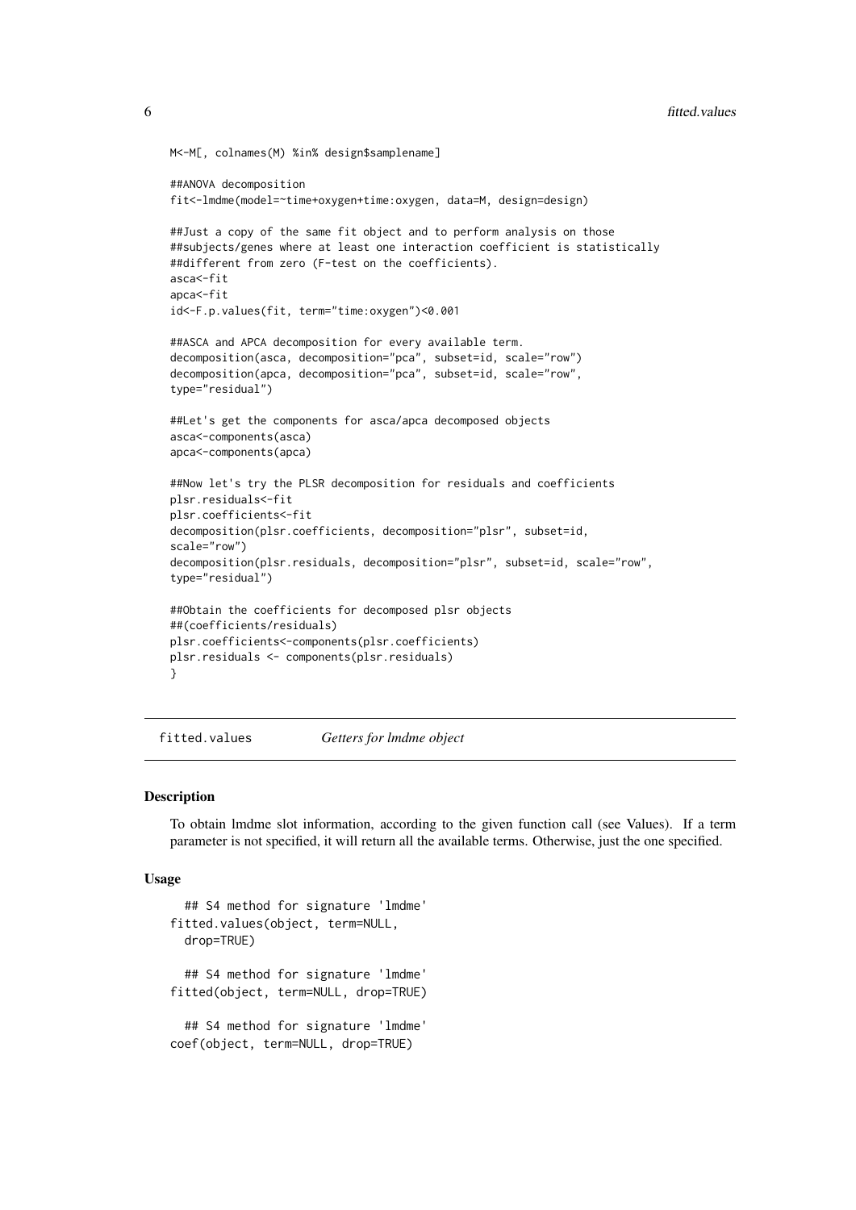```
M<-M[, colnames(M) %in% design$samplename]

##ANOVA decomposition
fit<-lmdme(model=~time+oxygen+time:oxygen, data=M, design=design)

##Just a copy of the same fit object and to perform analysis on those
##subjects/genes where at least one interaction coefficient is statistically
##different from zero (F-test on the coefficients).
asca<-fit
apca<-fit
id<-F.p.values(fit, term="time:oxygen")<0.001

##ASCA and APCA decomposition for every available term.
decomposition(asca, decomposition="pca", subset=id, scale="row")
decomposition(apca, decomposition="pca", subset=id, scale="row",
type="residual")

##Let's get the components for asca/apca decomposed objects
asca<-components(asca)
apca<-components(apca)

##Now let's try the PLSR decomposition for residuals and coefficients
plsr.residuals<-fit
plsr.coefficients<-fit
decomposition(plsr.coefficients, decomposition="plsr", subset=id,
scale="row")
decomposition(plsr.residuals, decomposition="plsr", subset=id, scale="row",
type="residual")

##Obtain the coefficients for decomposed plsr objects
##(coefficients/residuals)
plsr.coefficients<-components(plsr.coefficients)
plsr.residuals <- components(plsr.residuals)
}
```

---

## fitted.values *Getters for lmdme object*

### Description

To obtain lmdme slot information, according to the given function call (see Values). If a term parameter is not specified, it will return all the available terms. Otherwise, just the one specified.

### Usage

```
  ## S4 method for signature 'lmdme'
fitted.values(object, term=NULL,
  drop=TRUE)

  ## S4 method for signature 'lmdme'
fitted(object, term=NULL, drop=TRUE)

  ## S4 method for signature 'lmdme'
coef(object, term=NULL, drop=TRUE)
```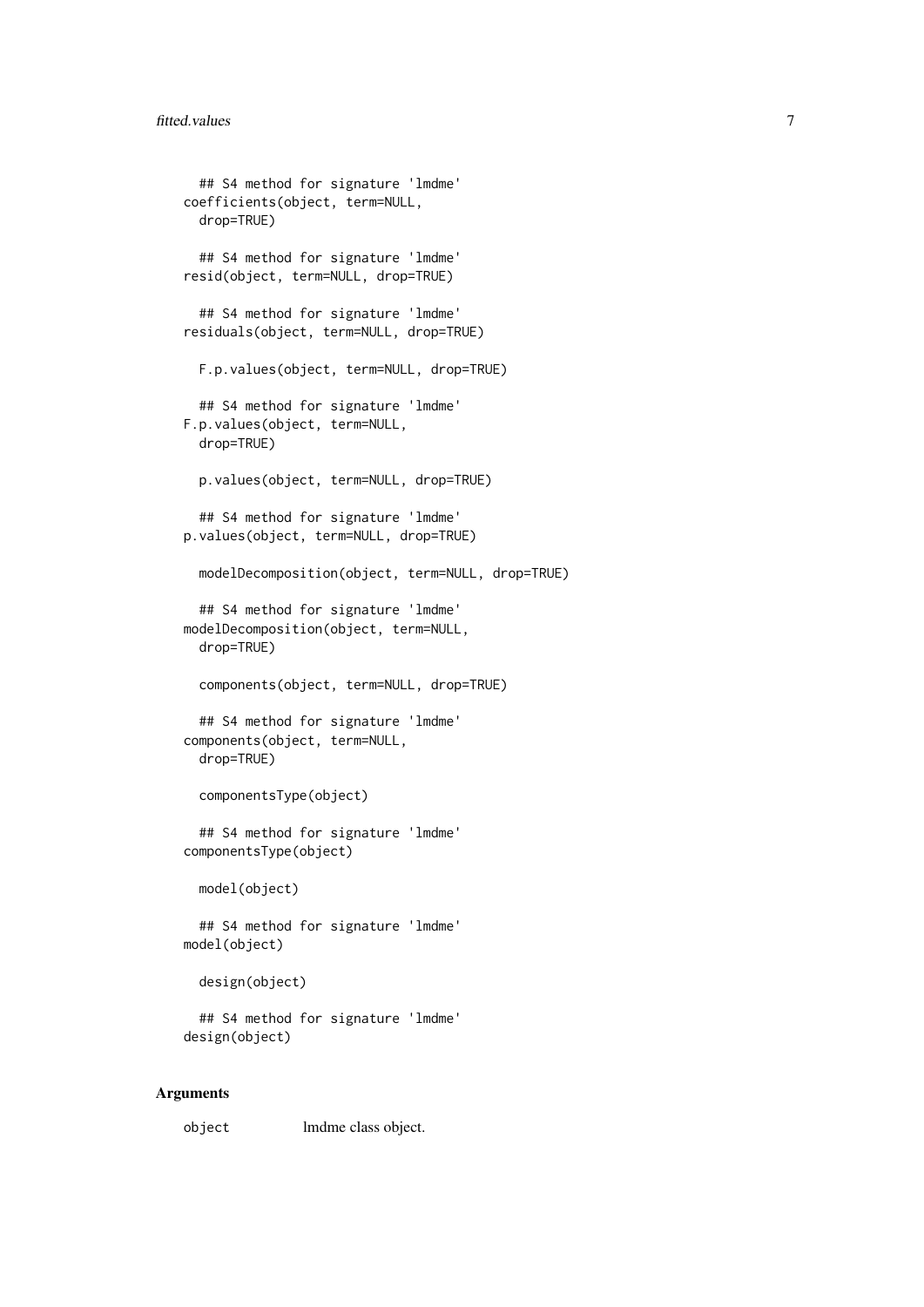```
## S4 method for signature 'lmdme'
coefficients(object, term=NULL,
  drop=TRUE)

## S4 method for signature 'lmdme'
resid(object, term=NULL, drop=TRUE)

## S4 method for signature 'lmdme'
residuals(object, term=NULL, drop=TRUE)

F.p.values(object, term=NULL, drop=TRUE)

## S4 method for signature 'lmdme'
F.p.values(object, term=NULL,
  drop=TRUE)

p.values(object, term=NULL, drop=TRUE)

## S4 method for signature 'lmdme'
p.values(object, term=NULL, drop=TRUE)

modelDecomposition(object, term=NULL, drop=TRUE)

## S4 method for signature 'lmdme'
modelDecomposition(object, term=NULL,
  drop=TRUE)

components(object, term=NULL, drop=TRUE)

## S4 method for signature 'lmdme'
components(object, term=NULL,
  drop=TRUE)

componentsType(object)

## S4 method for signature 'lmdme'
componentsType(object)

model(object)

## S4 method for signature 'lmdme'
model(object)

design(object)

## S4 method for signature 'lmdme'
design(object)
```

## Arguments

| | |
|---|---|
| `object` | lmdme class object. |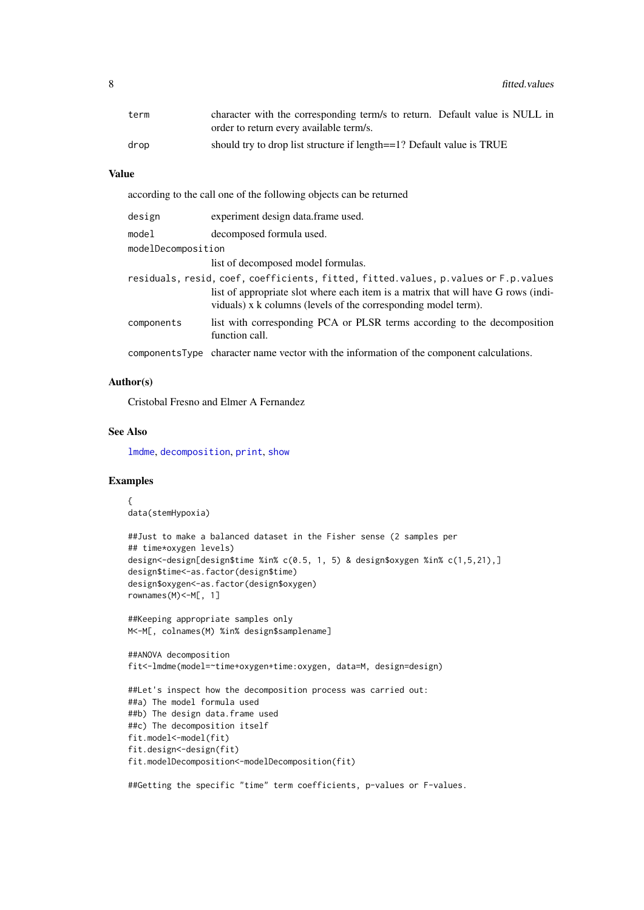| | |
|---|---|
| term | character with the corresponding term/s to return. Default value is NULL in order to return every available term/s. |
| drop | should try to drop list structure if length==1? Default value is TRUE |

### Value

according to the call one of the following objects can be returned

| | |
|---|---|
| design | experiment design data.frame used. |
| model | decomposed formula used. |
| modelDecomposition | list of decomposed model formulas. |
| residuals, resid, coef, coefficients, fitted, fitted.values, p.values or F.p.values | list of appropriate slot where each item is a matrix that will have G rows (individuals) x k columns (levels of the corresponding model term). |
| components | list with corresponding PCA or PLSR terms according to the decomposition function call. |
| componentsType | character name vector with the information of the component calculations. |

### Author(s)

Cristobal Fresno and Elmer A Fernandez

### See Also

lmdme, decomposition, print, show

### Examples

```
{
data(stemHypoxia)

##Just to make a balanced dataset in the Fisher sense (2 samples per
## time*oxygen levels)
design<-design[design$time %in% c(0.5, 1, 5) & design$oxygen %in% c(1,5,21),]
design$time<-as.factor(design$time)
design$oxygen<-as.factor(design$oxygen)
rownames(M)<-M[, 1]

##Keeping appropriate samples only
M<-M[, colnames(M) %in% design$samplename]

##ANOVA decomposition
fit<-lmdme(model=~time+oxygen+time:oxygen, data=M, design=design)

##Let's inspect how the decomposition process was carried out:
##a) The model formula used
##b) The design data.frame used
##c) The decomposition itself
fit.model<-model(fit)
fit.design<-design(fit)
fit.modelDecomposition<-modelDecomposition(fit)

##Getting the specific "time" term coefficients, p-values or F-values.
```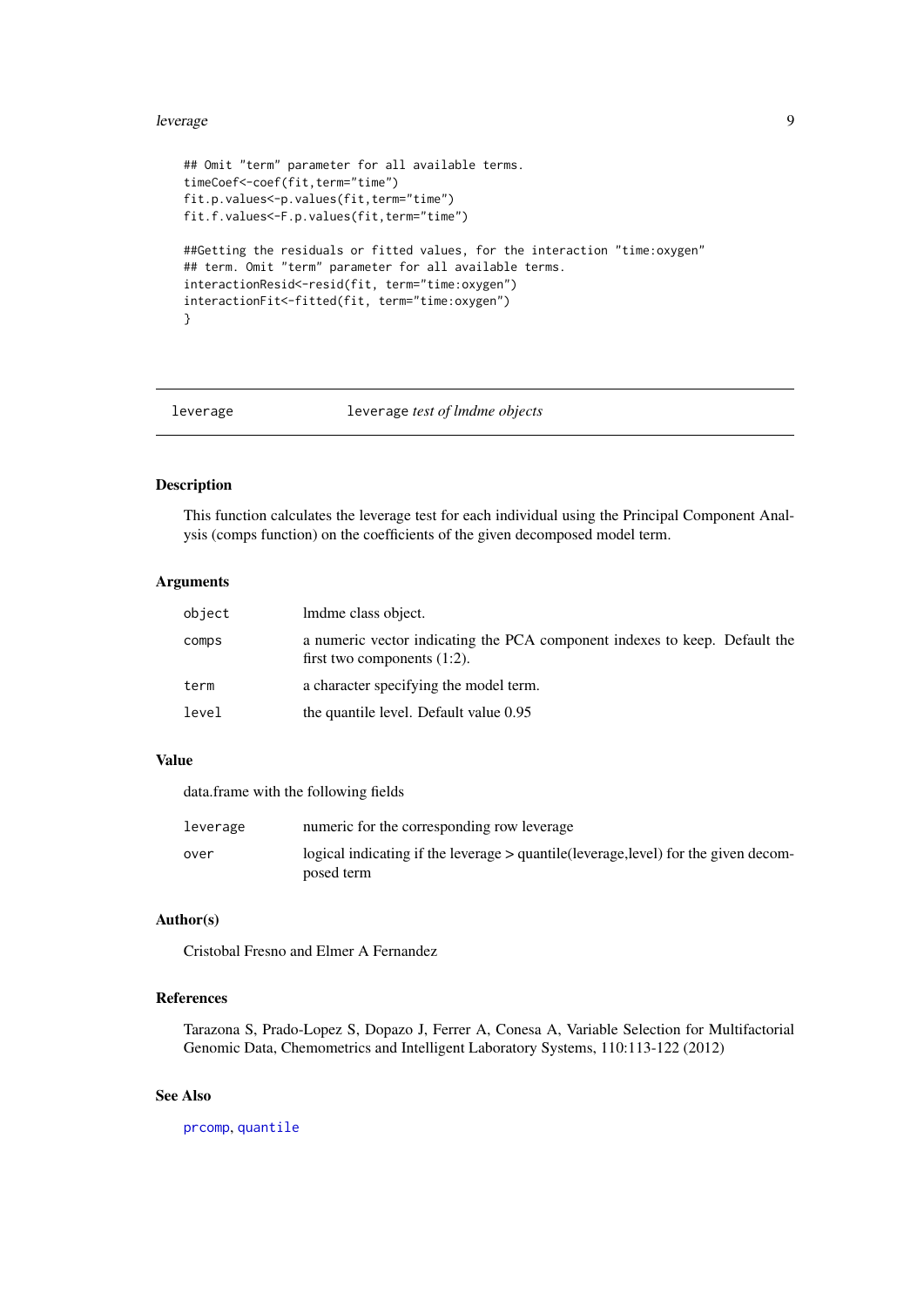```
## Omit "term" parameter for all available terms.
timeCoef<-coef(fit,term="time")
fit.p.values<-p.values(fit,term="time")
fit.f.values<-F.p.values(fit,term="time")

##Getting the residuals or fitted values, for the interaction "time:oxygen"
## term. Omit "term" parameter for all available terms.
interactionResid<-resid(fit, term="time:oxygen")
interactionFit<-fitted(fit, term="time:oxygen")
}
```

---

`leverage` *`leverage` test of lmdme objects*

---

### Description

This function calculates the leverage test for each individual using the Principal Component Analysis (comps function) on the coefficients of the given decomposed model term.

### Arguments

| | |
|---|---|
| `object` | lmdme class object. |
| `comps` | a numeric vector indicating the PCA component indexes to keep. Default the first two components (1:2). |
| `term` | a character specifying the model term. |
| `level` | the quantile level. Default value 0.95 |

### Value

data.frame with the following fields

| | |
|---|---|
| `leverage` | numeric for the corresponding row leverage |
| `over` | logical indicating if the leverage > quantile(leverage,level) for the given decomposed term |

### Author(s)

Cristobal Fresno and Elmer A Fernandez

### References

Tarazona S, Prado-Lopez S, Dopazo J, Ferrer A, Conesa A, Variable Selection for Multifactorial Genomic Data, Chemometrics and Intelligent Laboratory Systems, 110:113-122 (2012)

### See Also

`prcomp`, `quantile`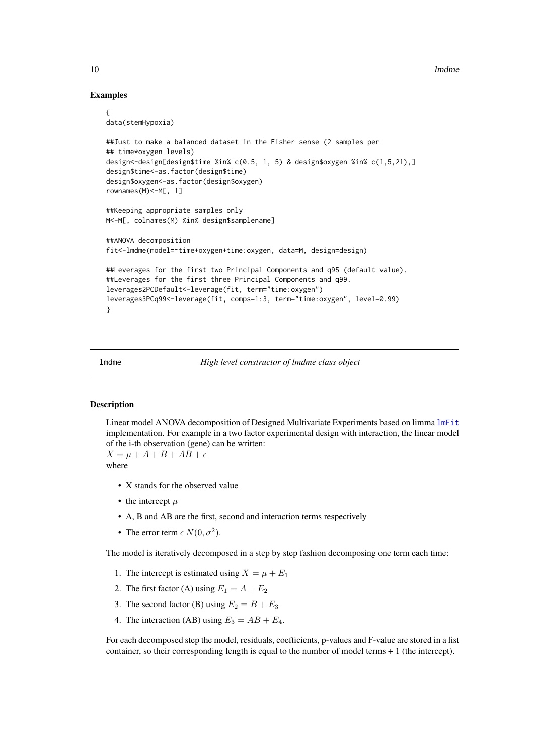### Examples

```
{
data(stemHypoxia)

##Just to make a balanced dataset in the Fisher sense (2 samples per
## time*oxygen levels)
design<-design[design$time %in% c(0.5, 1, 5) & design$oxygen %in% c(1,5,21),]
design$time<-as.factor(design$time)
design$oxygen<-as.factor(design$oxygen)
rownames(M)<-M[, 1]

##Keeping appropriate samples only
M<-M[, colnames(M) %in% design$samplename]

##ANOVA decomposition
fit<-lmdme(model=~time+oxygen+time:oxygen, data=M, design=design)

##Leverages for the first two Principal Components and q95 (default value).
##Leverages for the first three Principal Components and q99.
leverages2PCDefault<-leverage(fit, term="time:oxygen")
leverages3PCq99<-leverage(fit, comps=1:3, term="time:oxygen", level=0.99)
}
```

---

## lmdme — *High level constructor of lmdme class object*

### Description

Linear model ANOVA decomposition of Designed Multivariate Experiments based on limma lmFit implementation. For example in a two factor experimental design with interaction, the linear model of the i-th observation (gene) can be written:

$X = \mu + A + B + AB + \epsilon$

where

- X stands for the observed value
- the intercept $\mu$
- A, B and AB are the first, second and interaction terms respectively
- The error term $\epsilon \; N(0, \sigma^2)$.

The model is iteratively decomposed in a step by step fashion decomposing one term each time:

1. The intercept is estimated using $X = \mu + E_1$
2. The first factor (A) using $E_1 = A + E_2$
3. The second factor (B) using $E_2 = B + E_3$
4. The interaction (AB) using $E_3 = AB + E_4$.

For each decomposed step the model, residuals, coefficients, p-values and F-value are stored in a list container, so their corresponding length is equal to the number of model terms + 1 (the intercept).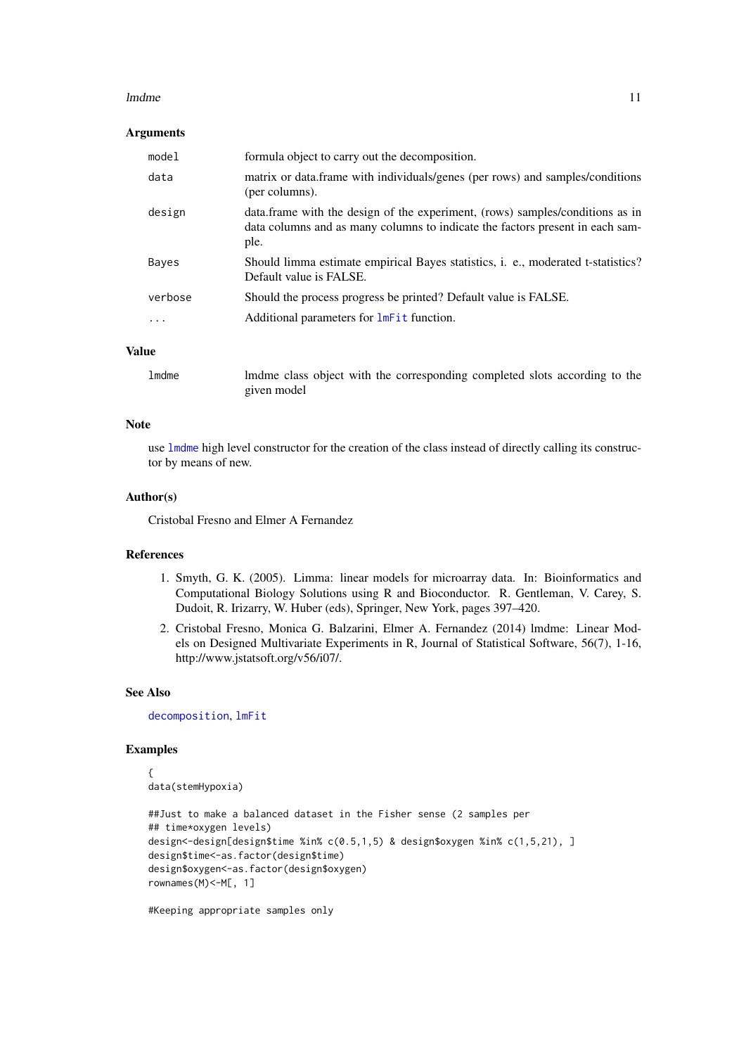### Arguments

| | |
|---|---|
| `model` | formula object to carry out the decomposition. |
| `data` | matrix or data.frame with individuals/genes (per rows) and samples/conditions (per columns). |
| `design` | data.frame with the design of the experiment, (rows) samples/conditions as in data columns and as many columns to indicate the factors present in each sample. |
| `Bayes` | Should limma estimate empirical Bayes statistics, i. e., moderated t-statistics? Default value is FALSE. |
| `verbose` | Should the process progress be printed? Default value is FALSE. |
| `...` | Additional parameters for `lmFit` function. |

### Value

| | |
|---|---|
| `lmdme` | lmdme class object with the corresponding completed slots according to the given model |

### Note

use `lmdme` high level constructor for the creation of the class instead of directly calling its constructor by means of new.

### Author(s)

Cristobal Fresno and Elmer A Fernandez

### References

1. Smyth, G. K. (2005). Limma: linear models for microarray data. In: Bioinformatics and Computational Biology Solutions using R and Bioconductor. R. Gentleman, V. Carey, S. Dudoit, R. Irizarry, W. Huber (eds), Springer, New York, pages 397–420.
2. Cristobal Fresno, Monica G. Balzarini, Elmer A. Fernandez (2014) lmdme: Linear Models on Designed Multivariate Experiments in R, Journal of Statistical Software, 56(7), 1-16, http://www.jstatsoft.org/v56/i07/.

### See Also

`decomposition`, `lmFit`

### Examples

```
{
data(stemHypoxia)

##Just to make a balanced dataset in the Fisher sense (2 samples per
## time*oxygen levels)
design<-design[design$time %in% c(0.5,1,5) & design$oxygen %in% c(1,5,21), ]
design$time<-as.factor(design$time)
design$oxygen<-as.factor(design$oxygen)
rownames(M)<-M[, 1]

#Keeping appropriate samples only
```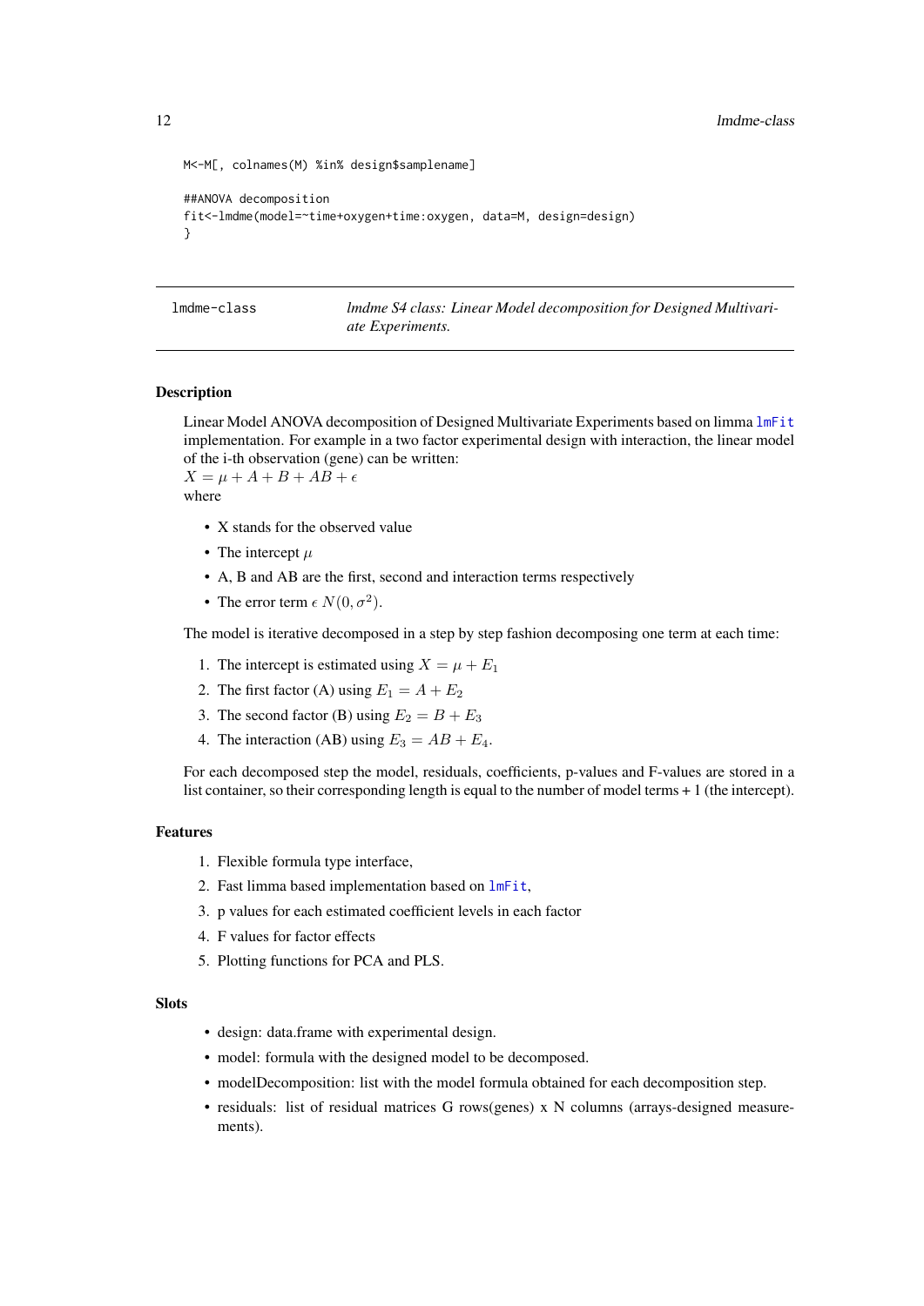```
M<-M[, colnames(M) %in% design$samplename]

##ANOVA decomposition
fit<-lmdme(model=~time+oxygen+time:oxygen, data=M, design=design)
}
```

---

lmdme-class *lmdme S4 class: Linear Model decomposition for Designed Multivariate Experiments.*

---

### Description

Linear Model ANOVA decomposition of Designed Multivariate Experiments based on limma `lmFit` implementation. For example in a two factor experimental design with interaction, the linear model of the i-th observation (gene) can be written:
$X = \mu + A + B + AB + \epsilon$
where

- X stands for the observed value
- The intercept $\mu$
- A, B and AB are the first, second and interaction terms respectively
- The error term $\epsilon$ $N(0, \sigma^2)$.

The model is iterative decomposed in a step by step fashion decomposing one term at each time:

1. The intercept is estimated using $X = \mu + E_1$
2. The first factor (A) using $E_1 = A + E_2$
3. The second factor (B) using $E_2 = B + E_3$
4. The interaction (AB) using $E_3 = AB + E_4$.

For each decomposed step the model, residuals, coefficients, p-values and F-values are stored in a list container, so their corresponding length is equal to the number of model terms + 1 (the intercept).

### Features

1. Flexible formula type interface,
2. Fast limma based implementation based on `lmFit`,
3. p values for each estimated coefficient levels in each factor
4. F values for factor effects
5. Plotting functions for PCA and PLS.

### Slots

- design: data.frame with experimental design.
- model: formula with the designed model to be decomposed.
- modelDecomposition: list with the model formula obtained for each decomposition step.
- residuals: list of residual matrices G rows(genes) x N columns (arrays-designed measurements).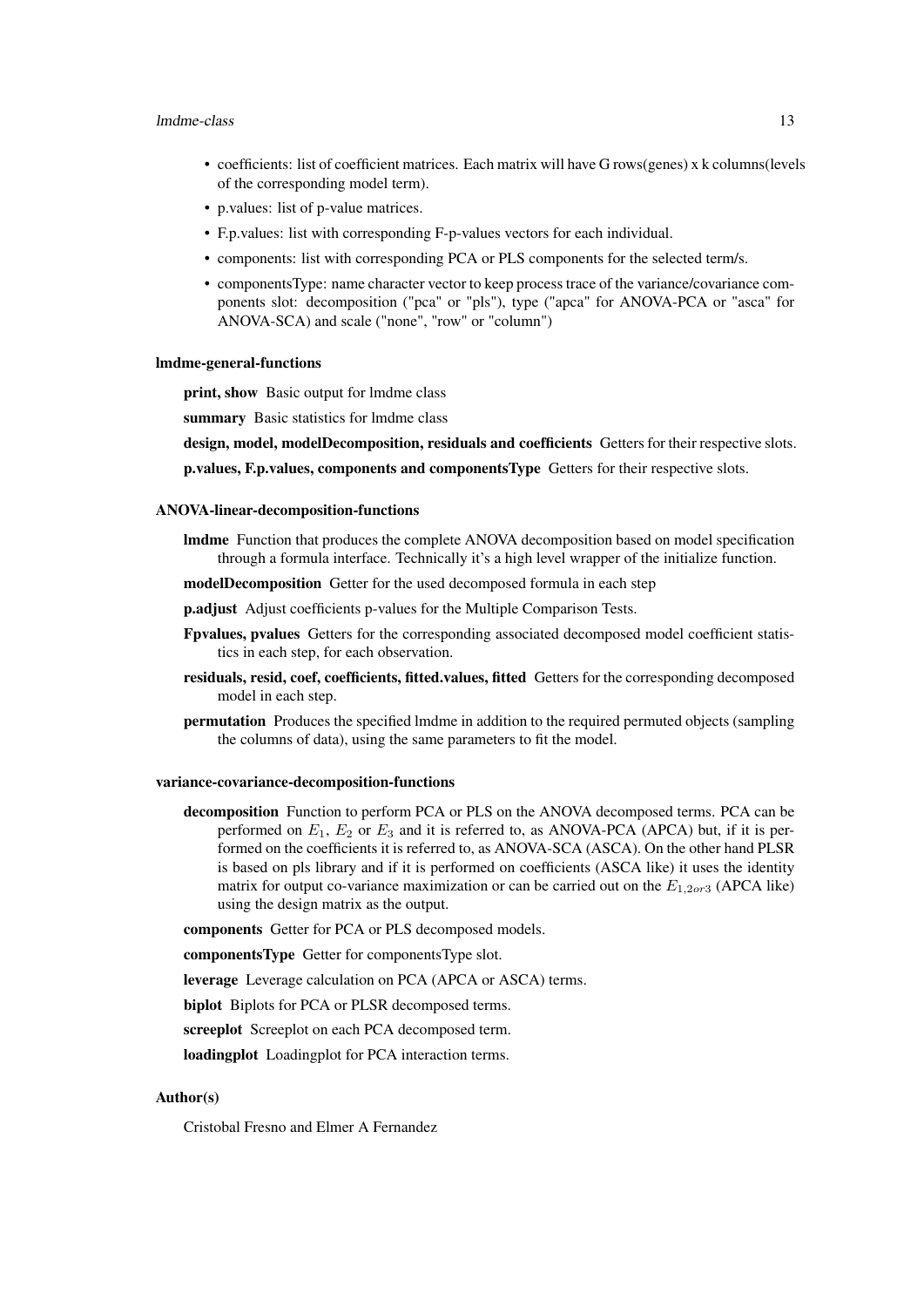- coefficients: list of coefficient matrices. Each matrix will have G rows(genes) x k columns(levels of the corresponding model term).
- p.values: list of p-value matrices.
- F.p.values: list with corresponding F-p-values vectors for each individual.
- components: list with corresponding PCA or PLS components for the selected term/s.
- componentsType: name character vector to keep process trace of the variance/covariance components slot: decomposition ("pca" or "pls"), type ("apca" for ANOVA-PCA or "asca" for ANOVA-SCA) and scale ("none", "row" or "column")

### lmdme-general-functions

**print, show** Basic output for lmdme class

**summary** Basic statistics for lmdme class

**design, model, modelDecomposition, residuals and coefficients** Getters for their respective slots.

**p.values, F.p.values, components and componentsType** Getters for their respective slots.

### ANOVA-linear-decomposition-functions

**lmdme** Function that produces the complete ANOVA decomposition based on model specification through a formula interface. Technically it's a high level wrapper of the initialize function.

**modelDecomposition** Getter for the used decomposed formula in each step

**p.adjust** Adjust coefficients p-values for the Multiple Comparison Tests.

**Fpvalues, pvalues** Getters for the corresponding associated decomposed model coefficient statistics in each step, for each observation.

**residuals, resid, coef, coefficients, fitted.values, fitted** Getters for the corresponding decomposed model in each step.

**permutation** Produces the specified lmdme in addition to the required permuted objects (sampling the columns of data), using the same parameters to fit the model.

### variance-covariance-decomposition-functions

**decomposition** Function to perform PCA or PLS on the ANOVA decomposed terms. PCA can be performed on $E_1$, $E_2$ or $E_3$ and it is referred to, as ANOVA-PCA (APCA) but, if it is performed on the coefficients it is referred to, as ANOVA-SCA (ASCA). On the other hand PLSR is based on pls library and if it is performed on coefficients (ASCA like) it uses the identity matrix for output co-variance maximization or can be carried out on the $E_{1,2or3}$ (APCA like) using the design matrix as the output.

**components** Getter for PCA or PLS decomposed models.

**componentsType** Getter for componentsType slot.

**leverage** Leverage calculation on PCA (APCA or ASCA) terms.

**biplot** Biplots for PCA or PLSR decomposed terms.

**screeplot** Screeplot on each PCA decomposed term.

**loadingplot** Loadingplot for PCA interaction terms.

### Author(s)

Cristobal Fresno and Elmer A Fernandez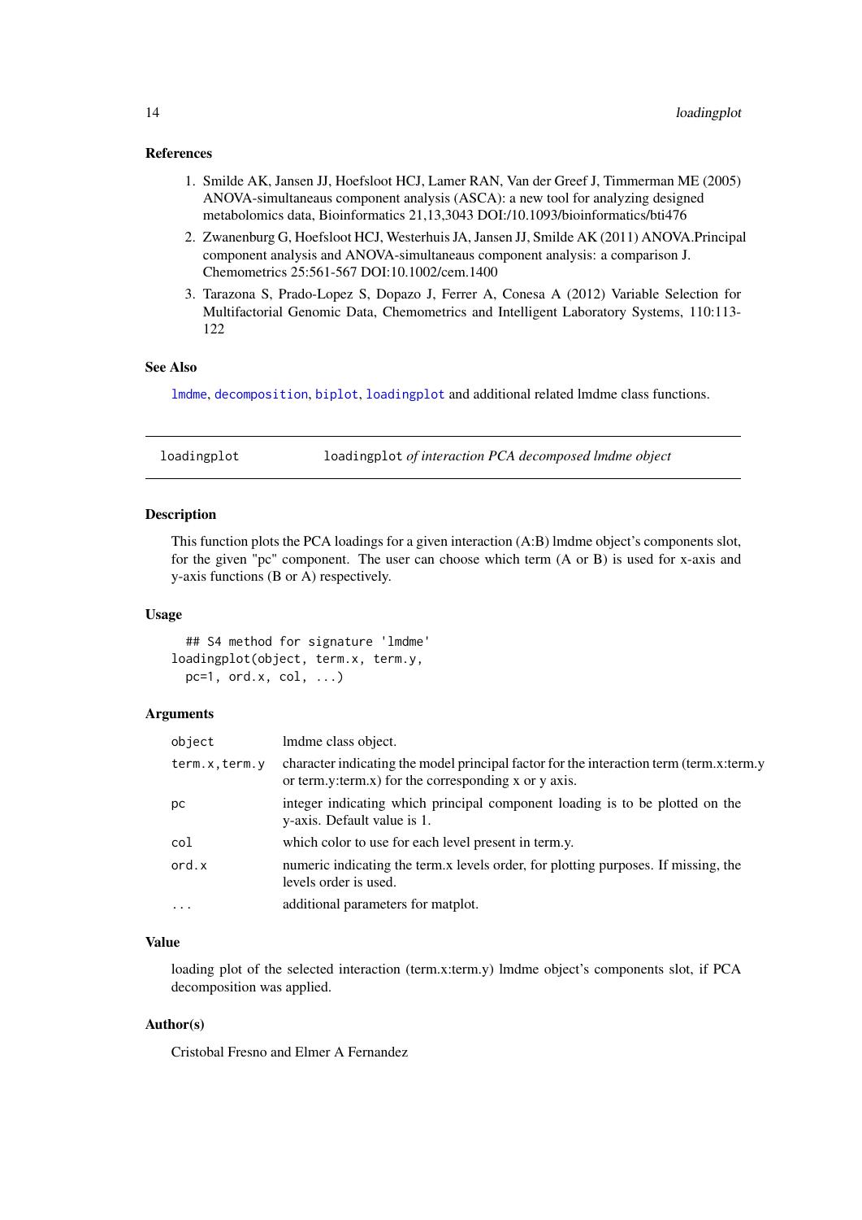### References

1. Smilde AK, Jansen JJ, Hoefsloot HCJ, Lamer RAN, Van der Greef J, Timmerman ME (2005) ANOVA-simultaneaus component analysis (ASCA): a new tool for analyzing designed metabolomics data, Bioinformatics 21,13,3043 DOI:/10.1093/bioinformatics/bti476
2. Zwanenburg G, Hoefsloot HCJ, Westerhuis JA, Jansen JJ, Smilde AK (2011) ANOVA.Principal component analysis and ANOVA-simultaneaus component analysis: a comparison J. Chemometrics 25:561-567 DOI:10.1002/cem.1400
3. Tarazona S, Prado-Lopez S, Dopazo J, Ferrer A, Conesa A (2012) Variable Selection for Multifactorial Genomic Data, Chemometrics and Intelligent Laboratory Systems, 110:113-122

### See Also

`lmdme`, `decomposition`, `biplot`, `loadingplot` and additional related lmdme class functions.

---

## loadingplot — `loadingplot` *of interaction PCA decomposed lmdme object*

### Description

This function plots the PCA loadings for a given interaction (A:B) lmdme object's components slot, for the given "pc" component. The user can choose which term (A or B) is used for x-axis and y-axis functions (B or A) respectively.

### Usage

```
  ## S4 method for signature 'lmdme'
loadingplot(object, term.x, term.y,
  pc=1, ord.x, col, ...)
```

### Arguments

| | |
|---|---|
| `object` | lmdme class object. |
| `term.x,term.y` | character indicating the model principal factor for the interaction term (term.x:term.y or term.y:term.x) for the corresponding x or y axis. |
| `pc` | integer indicating which principal component loading is to be plotted on the y-axis. Default value is 1. |
| `col` | which color to use for each level present in term.y. |
| `ord.x` | numeric indicating the term.x levels order, for plotting purposes. If missing, the levels order is used. |
| `...` | additional parameters for matplot. |

### Value

loading plot of the selected interaction (term.x:term.y) lmdme object's components slot, if PCA decomposition was applied.

### Author(s)

Cristobal Fresno and Elmer A Fernandez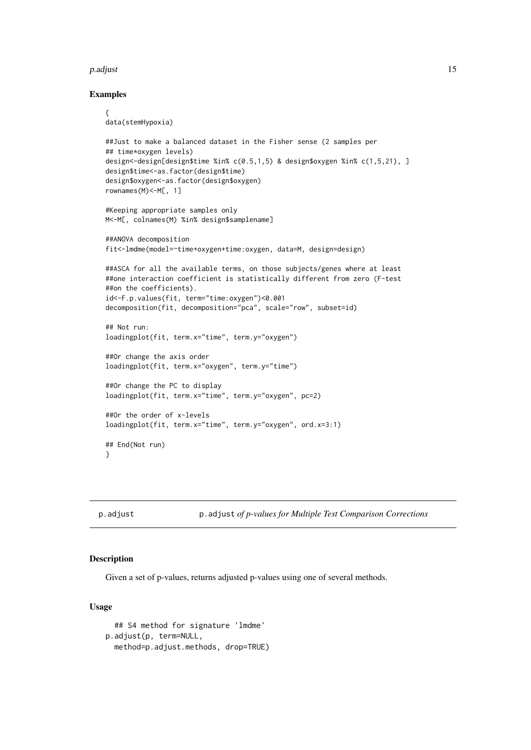### Examples

```
{
data(stemHypoxia)

##Just to make a balanced dataset in the Fisher sense (2 samples per
## time*oxygen levels)
design<-design[design$time %in% c(0.5,1,5) & design$oxygen %in% c(1,5,21), ]
design$time<-as.factor(design$time)
design$oxygen<-as.factor(design$oxygen)
rownames(M)<-M[, 1]

#Keeping appropriate samples only
M<-M[, colnames(M) %in% design$samplename]

##ANOVA decomposition
fit<-lmdme(model=~time+oxygen+time:oxygen, data=M, design=design)

##ASCA for all the available terms, on those subjects/genes where at least
##one interaction coefficient is statistically different from zero (F-test
##on the coefficients).
id<-F.p.values(fit, term="time:oxygen")<0.001
decomposition(fit, decomposition="pca", scale="row", subset=id)

## Not run:
loadingplot(fit, term.x="time", term.y="oxygen")

##Or change the axis order
loadingplot(fit, term.x="oxygen", term.y="time")

##Or change the PC to display
loadingplot(fit, term.x="time", term.y="oxygen", pc=2)

##Or the order of x-levels
loadingplot(fit, term.x="time", term.y="oxygen", ord.x=3:1)

## End(Not run)
}
```

---

## p.adjust    `p.adjust` *of p-values for Multiple Test Comparison Corrections*

---

### Description

Given a set of p-values, returns adjusted p-values using one of several methods.

### Usage

```
## S4 method for signature 'lmdme'
p.adjust(p, term=NULL,
  method=p.adjust.methods, drop=TRUE)
```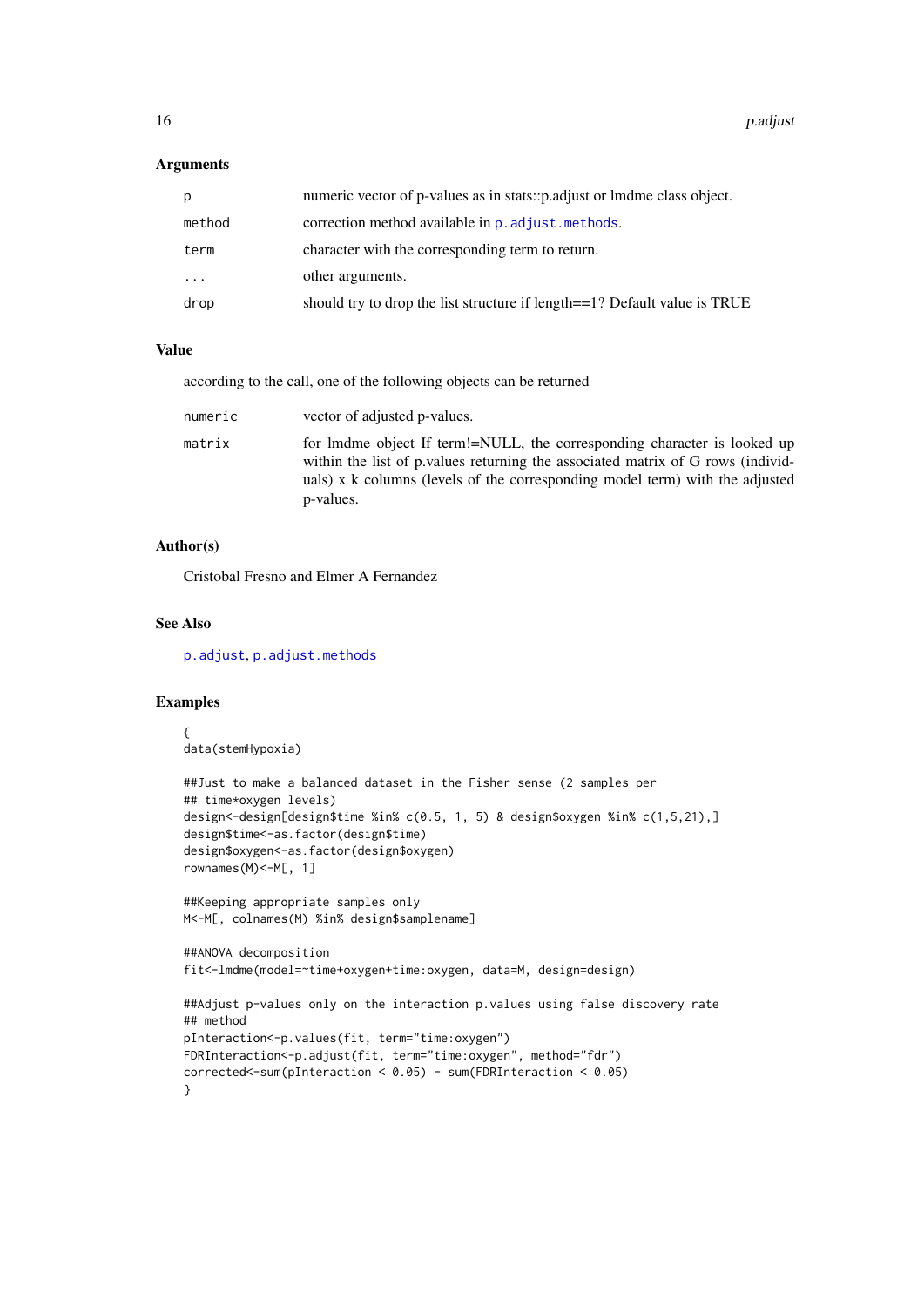## Arguments

| | |
|---|---|
| p | numeric vector of p-values as in stats::p.adjust or lmdme class object. |
| method | correction method available in p.adjust.methods. |
| term | character with the corresponding term to return. |
| ... | other arguments. |
| drop | should try to drop the list structure if length==1? Default value is TRUE |

## Value

according to the call, one of the following objects can be returned

| | |
|---|---|
| numeric | vector of adjusted p-values. |
| matrix | for lmdme object If term!=NULL, the corresponding character is looked up within the list of p.values returning the associated matrix of G rows (individuals) x k columns (levels of the corresponding model term) with the adjusted p-values. |

## Author(s)

Cristobal Fresno and Elmer A Fernandez

## See Also

p.adjust, p.adjust.methods

## Examples

```
{
data(stemHypoxia)

##Just to make a balanced dataset in the Fisher sense (2 samples per
## time*oxygen levels)
design<-design[design$time %in% c(0.5, 1, 5) & design$oxygen %in% c(1,5,21),]
design$time<-as.factor(design$time)
design$oxygen<-as.factor(design$oxygen)
rownames(M)<-M[, 1]

##Keeping appropriate samples only
M<-M[, colnames(M) %in% design$samplename]

##ANOVA decomposition
fit<-lmdme(model=~time+oxygen+time:oxygen, data=M, design=design)

##Adjust p-values only on the interaction p.values using false discovery rate
## method
pInteraction<-p.values(fit, term="time:oxygen")
FDRInteraction<-p.adjust(fit, term="time:oxygen", method="fdr")
corrected<-sum(pInteraction < 0.05) - sum(FDRInteraction < 0.05)
}
```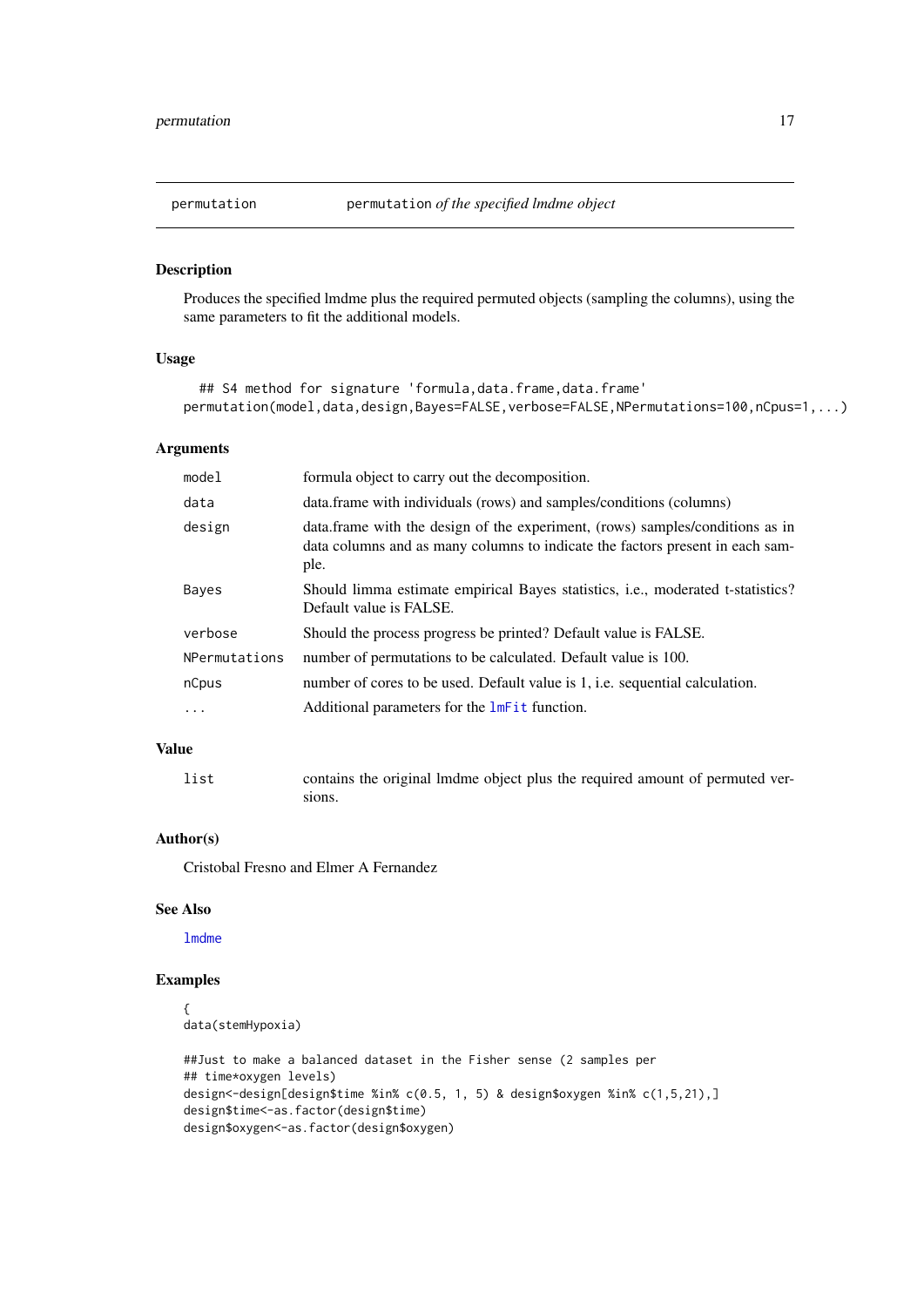permutation *permutation of the specified lmdme object*

### Description

Produces the specified lmdme plus the required permuted objects (sampling the columns), using the same parameters to fit the additional models.

### Usage

```
## S4 method for signature 'formula,data.frame,data.frame'
permutation(model,data,design,Bayes=FALSE,verbose=FALSE,NPermutations=100,nCpus=1,...)
```

### Arguments

| | |
|---|---|
| model | formula object to carry out the decomposition. |
| data | data.frame with individuals (rows) and samples/conditions (columns) |
| design | data.frame with the design of the experiment, (rows) samples/conditions as in data columns and as many columns to indicate the factors present in each sample. |
| Bayes | Should limma estimate empirical Bayes statistics, i.e., moderated t-statistics? Default value is FALSE. |
| verbose | Should the process progress be printed? Default value is FALSE. |
| NPermutations | number of permutations to be calculated. Default value is 100. |
| nCpus | number of cores to be used. Default value is 1, i.e. sequential calculation. |
| ... | Additional parameters for the lmFit function. |

### Value

| | |
|---|---|
| list | contains the original lmdme object plus the required amount of permuted versions. |

### Author(s)

Cristobal Fresno and Elmer A Fernandez

### See Also

lmdme

### Examples

```
{
data(stemHypoxia)

##Just to make a balanced dataset in the Fisher sense (2 samples per
## time*oxygen levels)
design<-design[design$time %in% c(0.5, 1, 5) & design$oxygen %in% c(1,5,21),]
design$time<-as.factor(design$time)
design$oxygen<-as.factor(design$oxygen)
```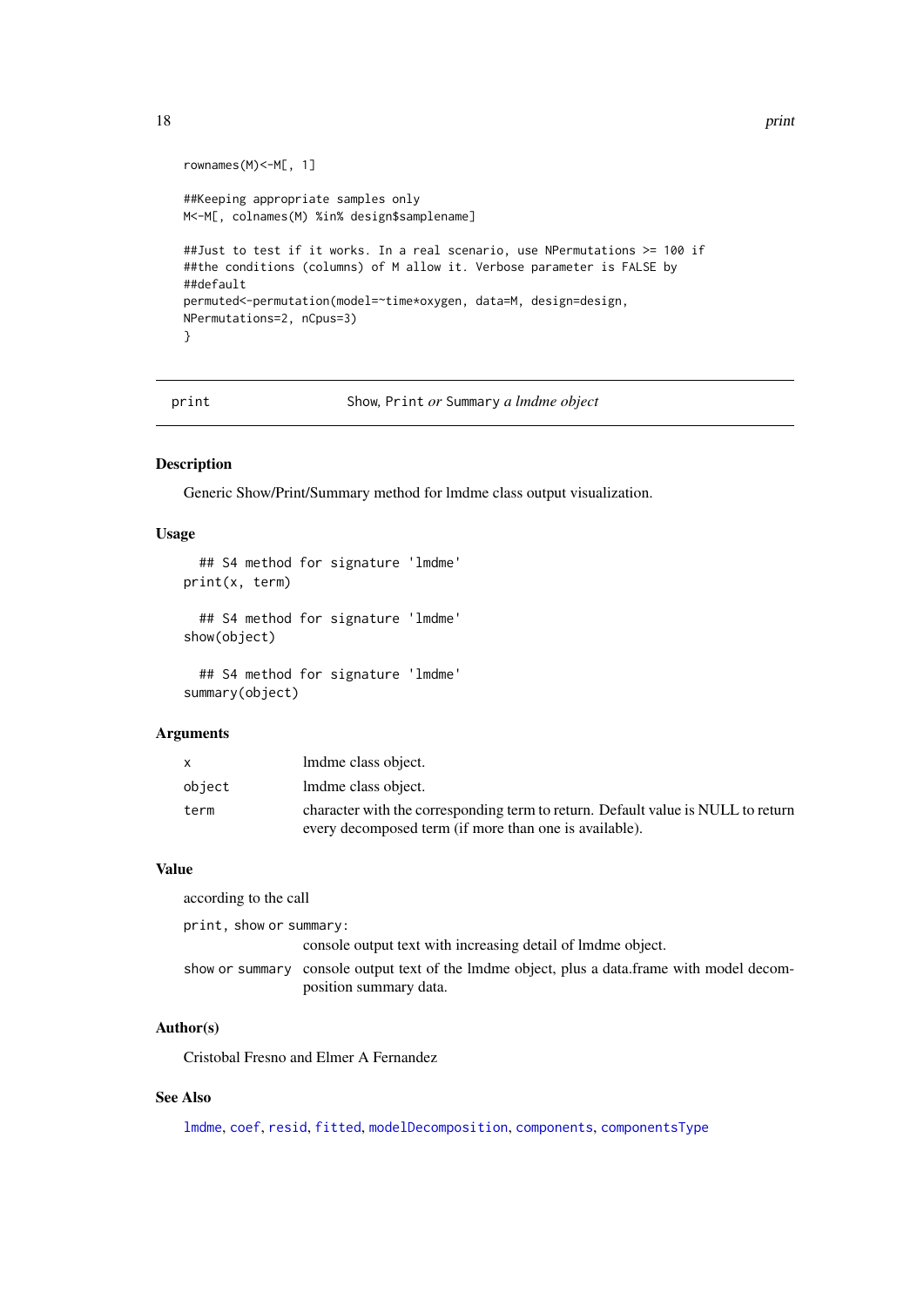```
rownames(M)<-M[, 1]

##Keeping appropriate samples only
M<-M[, colnames(M) %in% design$samplename]

##Just to test if it works. In a real scenario, use NPermutations >= 100 if
##the conditions (columns) of M allow it. Verbose parameter is FALSE by
##default
permuted<-permutation(model=~time*oxygen, data=M, design=design,
NPermutations=2, nCpus=3)
}
```

---

## print — Show, Print *or* Summary *a lmdme object*

---

### Description

Generic Show/Print/Summary method for lmdme class output visualization.

### Usage

```
## S4 method for signature 'lmdme'
print(x, term)

## S4 method for signature 'lmdme'
show(object)

## S4 method for signature 'lmdme'
summary(object)
```

### Arguments

| | |
|---|---|
| x | lmdme class object. |
| object | lmdme class object. |
| term | character with the corresponding term to return. Default value is NULL to return every decomposed term (if more than one is available). |

### Value

according to the call

| | |
|---|---|
| print, show or summary: | console output text with increasing detail of lmdme object. |
| show or summary | console output text of the lmdme object, plus a data.frame with model decomposition summary data. |

### Author(s)

Cristobal Fresno and Elmer A Fernandez

### See Also

lmdme, coef, resid, fitted, modelDecomposition, components, componentsType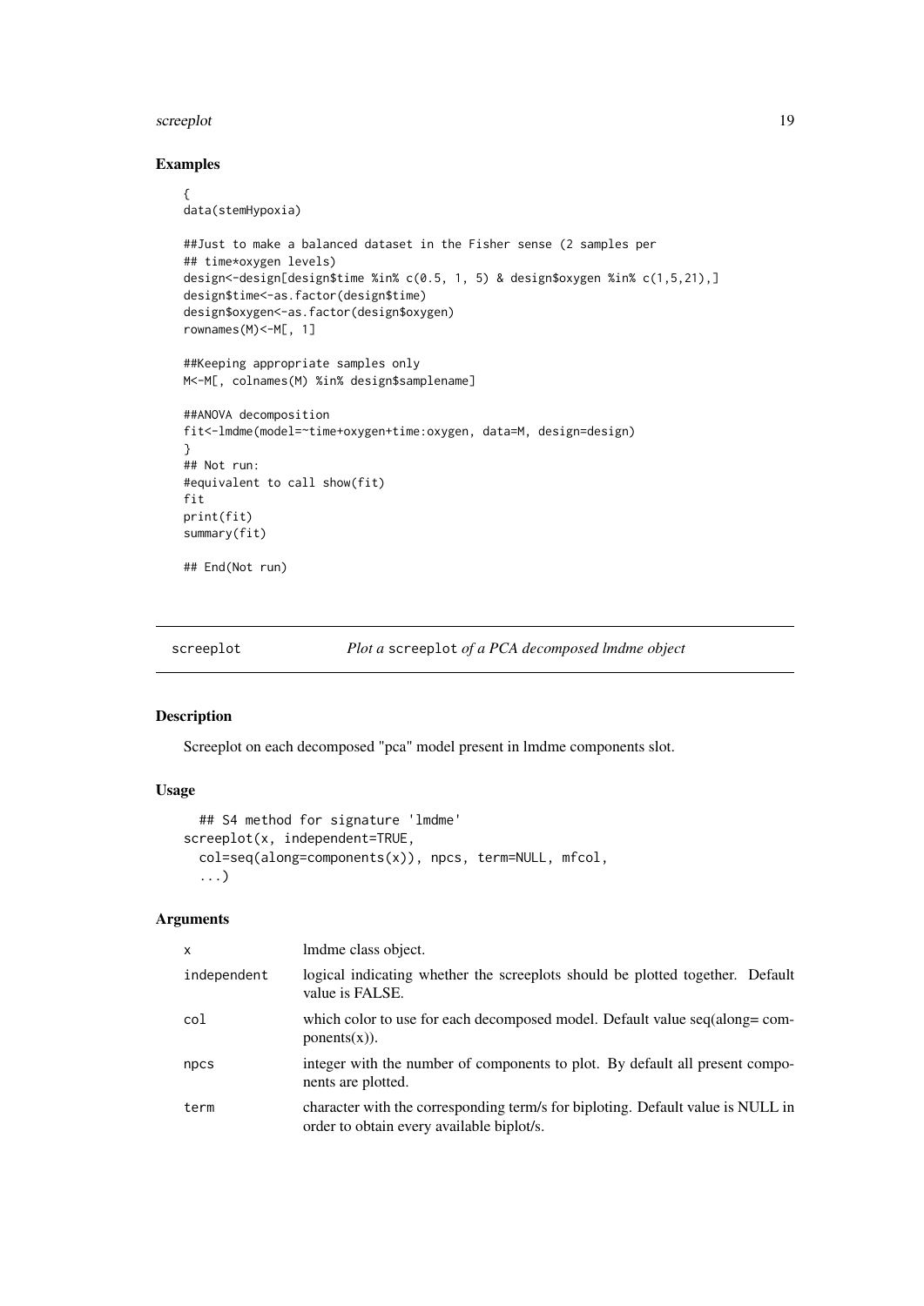### Examples

```
{
data(stemHypoxia)

##Just to make a balanced dataset in the Fisher sense (2 samples per
## time*oxygen levels)
design<-design[design$time %in% c(0.5, 1, 5) & design$oxygen %in% c(1,5,21),]
design$time<-as.factor(design$time)
design$oxygen<-as.factor(design$oxygen)
rownames(M)<-M[, 1]

##Keeping appropriate samples only
M<-M[, colnames(M) %in% design$samplename]

##ANOVA decomposition
fit<-lmdme(model=~time+oxygen+time:oxygen, data=M, design=design)
}
## Not run:
#equivalent to call show(fit)
fit
print(fit)
summary(fit)

## End(Not run)
```

---

## screeplot — *Plot a* `screeplot` *of a PCA decomposed lmdme object*

---

### Description

Screeplot on each decomposed "pca" model present in lmdme components slot.

### Usage

```
  ## S4 method for signature 'lmdme'
screeplot(x, independent=TRUE,
  col=seq(along=components(x)), npcs, term=NULL, mfcol,
  ...)
```

### Arguments

| | |
|---|---|
| `x` | lmdme class object. |
| `independent` | logical indicating whether the screeplots should be plotted together. Default value is FALSE. |
| `col` | which color to use for each decomposed model. Default value seq(along= components(x)). |
| `npcs` | integer with the number of components to plot. By default all present components are plotted. |
| `term` | character with the corresponding term/s for biploting. Default value is NULL in order to obtain every available biplot/s. |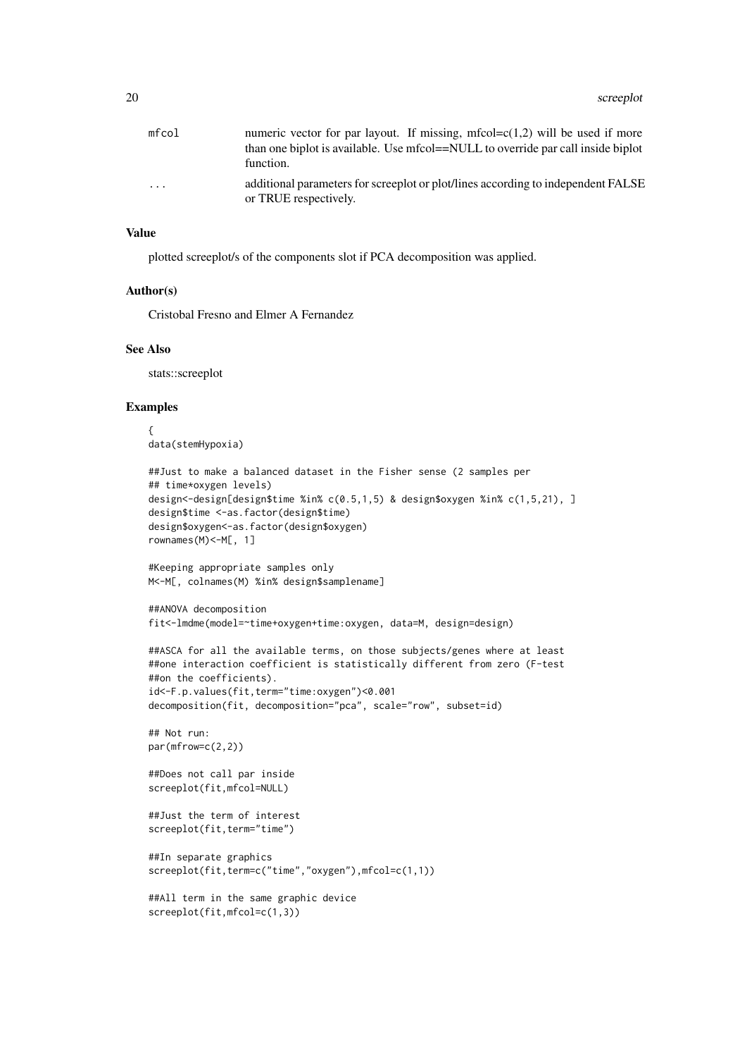| | |
|---|---|
| mfcol | numeric vector for par layout. If missing, mfcol=c(1,2) will be used if more than one biplot is available. Use mfcol==NULL to override par call inside biplot function. |
| ... | additional parameters for screeplot or plot/lines according to independent FALSE or TRUE respectively. |

### Value

plotted screeplot/s of the components slot if PCA decomposition was applied.

### Author(s)

Cristobal Fresno and Elmer A Fernandez

### See Also

stats::screeplot

### Examples

```
{
data(stemHypoxia)

##Just to make a balanced dataset in the Fisher sense (2 samples per
## time*oxygen levels)
design<-design[design$time %in% c(0.5,1,5) & design$oxygen %in% c(1,5,21), ]
design$time <-as.factor(design$time)
design$oxygen<-as.factor(design$oxygen)
rownames(M)<-M[, 1]

#Keeping appropriate samples only
M<-M[, colnames(M) %in% design$samplename]

##ANOVA decomposition
fit<-lmdme(model=~time+oxygen+time:oxygen, data=M, design=design)

##ASCA for all the available terms, on those subjects/genes where at least
##one interaction coefficient is statistically different from zero (F-test
##on the coefficients).
id<-F.p.values(fit,term="time:oxygen")<0.001
decomposition(fit, decomposition="pca", scale="row", subset=id)

## Not run:
par(mfrow=c(2,2))

##Does not call par inside
screeplot(fit,mfcol=NULL)

##Just the term of interest
screeplot(fit,term="time")

##In separate graphics
screeplot(fit,term=c("time","oxygen"),mfcol=c(1,1))

##All term in the same graphic device
screeplot(fit,mfcol=c(1,3))
```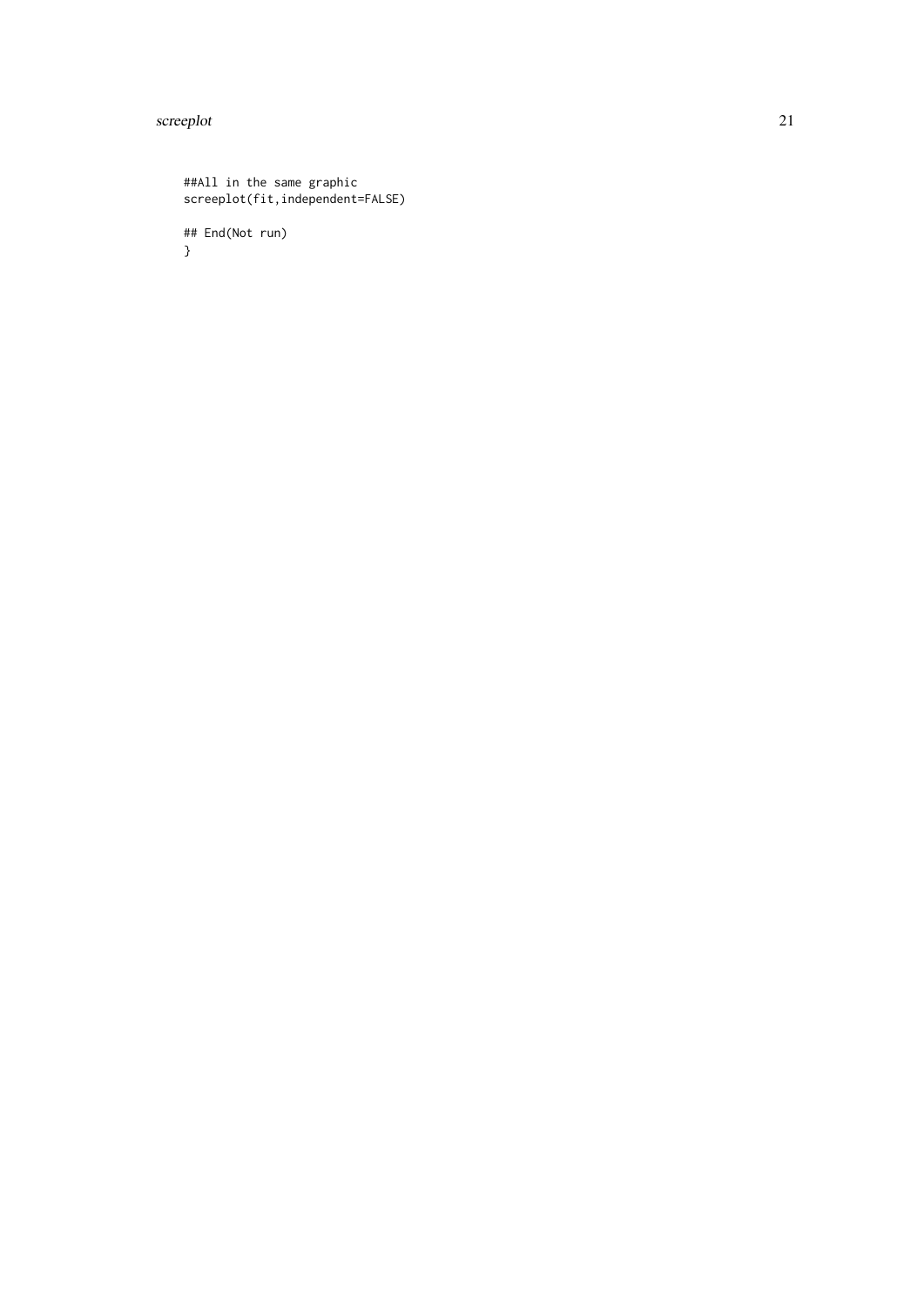```
##All in the same graphic
screeplot(fit,independent=FALSE)

## End(Not run)
}
```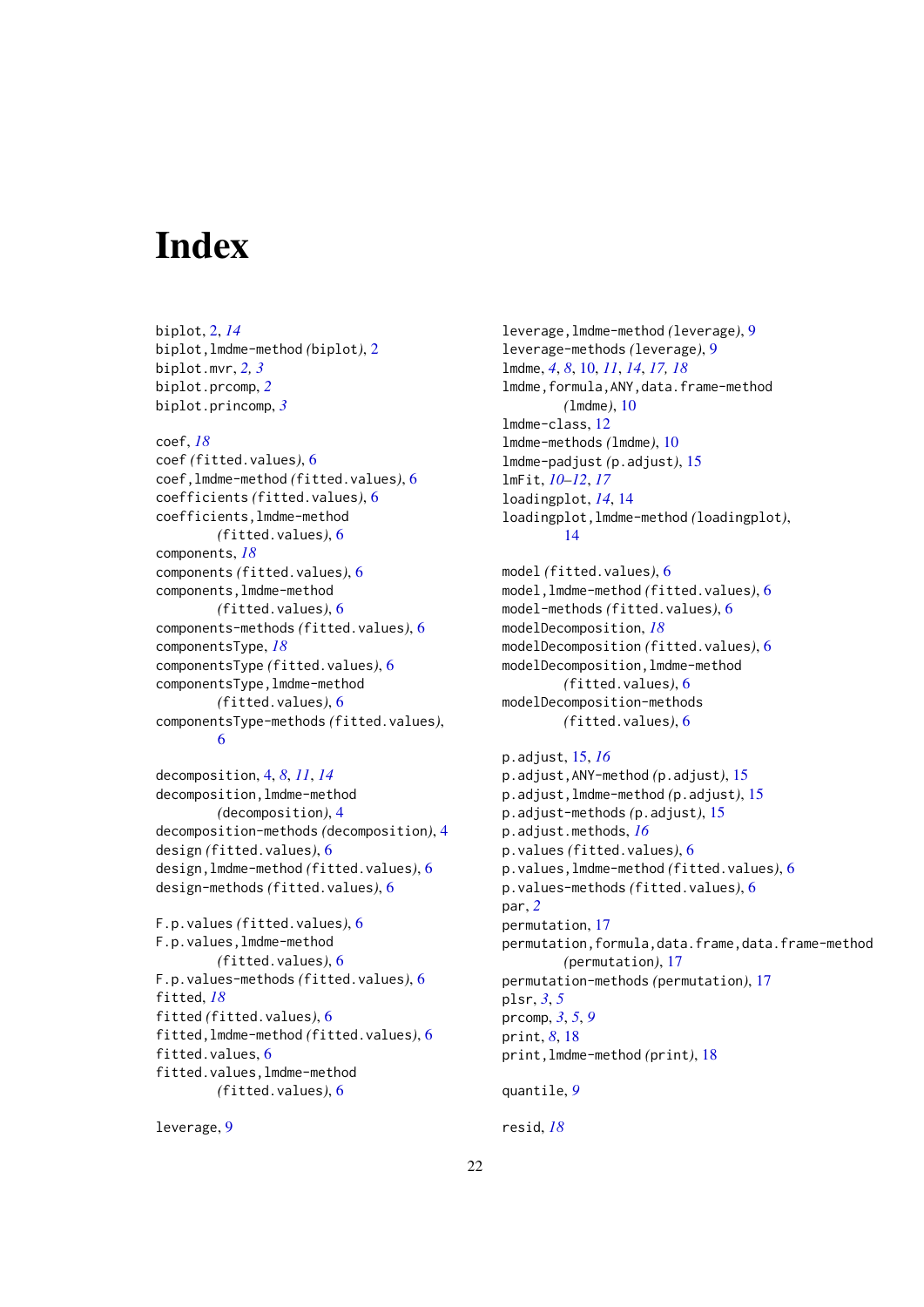# Index

biplot, 2, *14*
biplot,lmdme-method *(biplot)*, 2
biplot.mvr, *2, 3*
biplot.prcomp, *2*
biplot.princomp, *3*

coef, *18*
coef *(fitted.values)*, 6
coef,lmdme-method *(fitted.values)*, 6
coefficients *(fitted.values)*, 6
coefficients,lmdme-method *(fitted.values)*, 6
components, *18*
components *(fitted.values)*, 6
components,lmdme-method *(fitted.values)*, 6
components-methods *(fitted.values)*, 6
componentsType, *18*
componentsType *(fitted.values)*, 6
componentsType,lmdme-method *(fitted.values)*, 6
componentsType-methods *(fitted.values)*, 6

decomposition, 4, *8*, *11*, *14*
decomposition,lmdme-method *(decomposition)*, 4
decomposition-methods *(decomposition)*, 4
design *(fitted.values)*, 6
design,lmdme-method *(fitted.values)*, 6
design-methods *(fitted.values)*, 6

F.p.values *(fitted.values)*, 6
F.p.values,lmdme-method *(fitted.values)*, 6
F.p.values-methods *(fitted.values)*, 6
fitted, *18*
fitted *(fitted.values)*, 6
fitted,lmdme-method *(fitted.values)*, 6
fitted.values, 6
fitted.values,lmdme-method *(fitted.values)*, 6

leverage, 9
leverage,lmdme-method *(leverage)*, 9
leverage-methods *(leverage)*, 9
lmdme, *4*, *8*, 10, *11*, *14*, *17*, *18*
lmdme,formula,ANY,data.frame-method *(lmdme)*, 10
lmdme-class, 12
lmdme-methods *(lmdme)*, 10
lmdme-padjust *(p.adjust)*, 15
lmFit, *10–12*, *17*
loadingplot, *14*, 14
loadingplot,lmdme-method *(loadingplot)*, 14

model *(fitted.values)*, 6
model,lmdme-method *(fitted.values)*, 6
model-methods *(fitted.values)*, 6
modelDecomposition, *18*
modelDecomposition *(fitted.values)*, 6
modelDecomposition,lmdme-method *(fitted.values)*, 6
modelDecomposition-methods *(fitted.values)*, 6

p.adjust, 15, *16*
p.adjust,ANY-method *(p.adjust)*, 15
p.adjust,lmdme-method *(p.adjust)*, 15
p.adjust-methods *(p.adjust)*, 15
p.adjust.methods, *16*
p.values *(fitted.values)*, 6
p.values,lmdme-method *(fitted.values)*, 6
p.values-methods *(fitted.values)*, 6
par, *2*
permutation, 17
permutation,formula,data.frame,data.frame-method *(permutation)*, 17
permutation-methods *(permutation)*, 17
plsr, *3*, *5*
prcomp, *3*, *5*, *9*
print, *8*, 18
print,lmdme-method *(print)*, 18

quantile, *9*

resid, *18*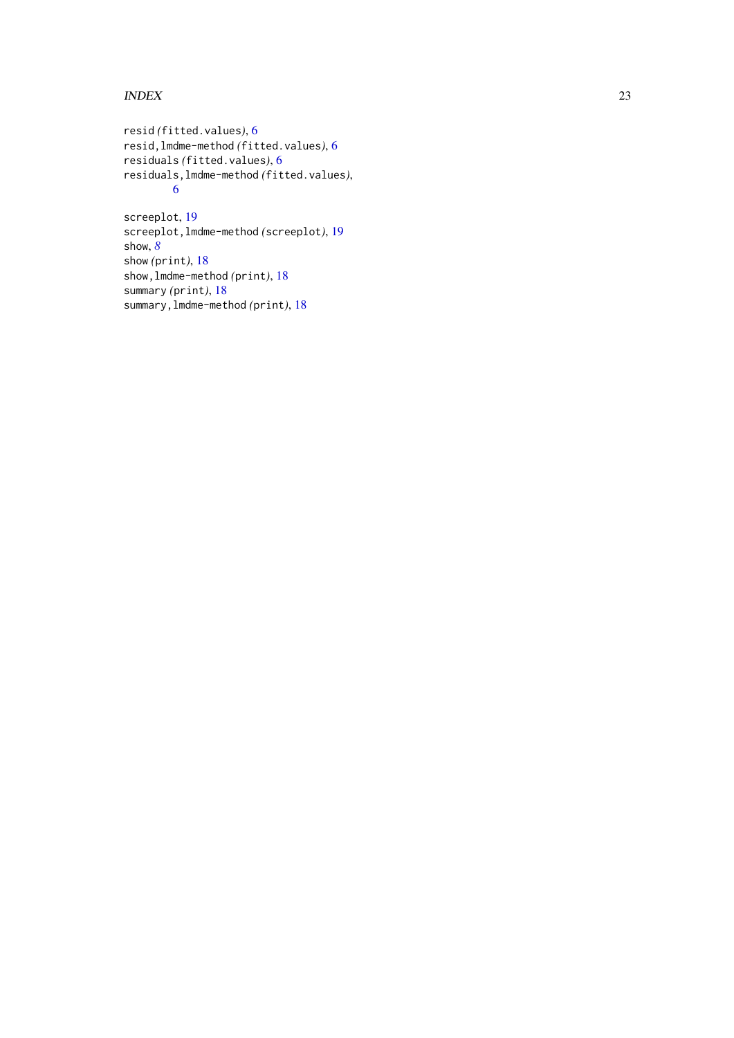resid *(*fitted.values*)*, 6
resid,lmdme-method *(*fitted.values*)*, 6
residuals *(*fitted.values*)*, 6
residuals,lmdme-method *(*fitted.values*)*, 6

screeplot, 19
screeplot,lmdme-method *(*screeplot*)*, 19
show, *8*
show *(*print*)*, 18
show,lmdme-method *(*print*)*, 18
summary *(*print*)*, 18
summary,lmdme-method *(*print*)*, 18